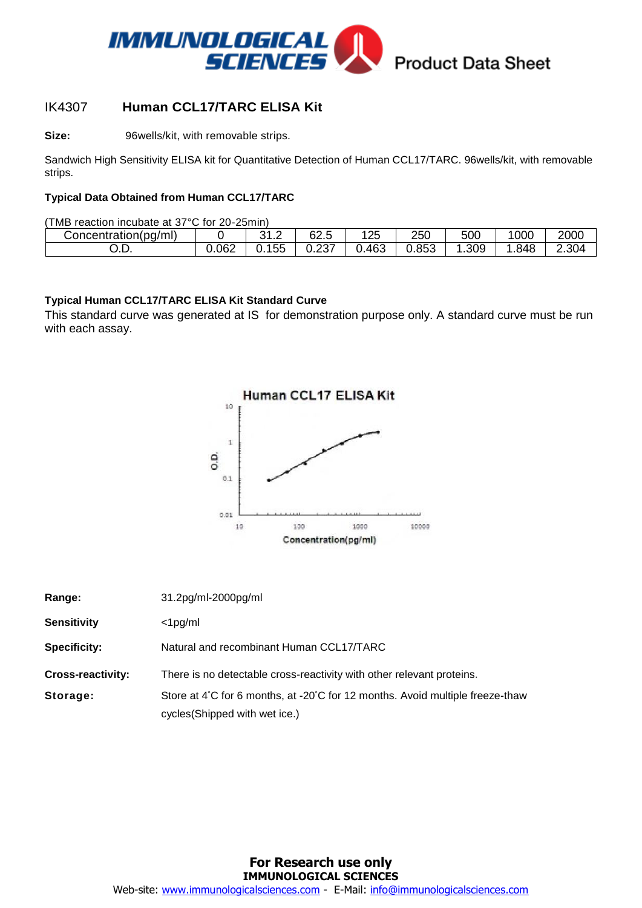# IMMUNOLOGICAL SCIENCES Product Data Sheet

## IK4307 **Human CCL17/TARC ELISA Kit**

**Size:** 96wells/kit, with removable strips.

Sandwich High Sensitivity ELISA kit for Quantitative Detection of Human CCL17/TARC. 96wells/kit, with removable strips.

### Typical Data Obtained from Human CCL17/TARC

(TMB reaction incubate at 37°C for 20-25min)

| Concentration(pg/ml) | 0 | 31.2 | 62.5 | 125 | 250 | 500 | 1000 | 2000 |
|---|---|---|---|---|---|---|---|---|
| O.D. | 0.062 | 0.155 | 0.237 | 0.463 | 0.853 | 1.309 | 1.848 | 2.304 |

### Typical Human CCL17/TARC ELISA Kit Standard Curve

This standard curve was generated at IS for demonstration purpose only. A standard curve must be run with each assay.

Human CCL17 ELISA Kit

O.D.: 10, 1, 0.1, 0.01

Concentration(pg/ml): 10, 100, 1000, 10000

**Range:** 31.2pg/ml-2000pg/ml

**Sensitivity** <1pg/ml

**Specificity:** Natural and recombinant Human CCL17/TARC

**Cross-reactivity:** There is no detectable cross-reactivity with other relevant proteins.

**Storage:** Store at 4˚C for 6 months, at -20˚C for 12 months. Avoid multiple freeze-thaw cycles(Shipped with wet ice.)

**For Research use only**

**IMMUNOLOGICAL SCIENCES**

Web-site: www.immunologicalsciences.com - E-Mail: info@immunologicalsciences.com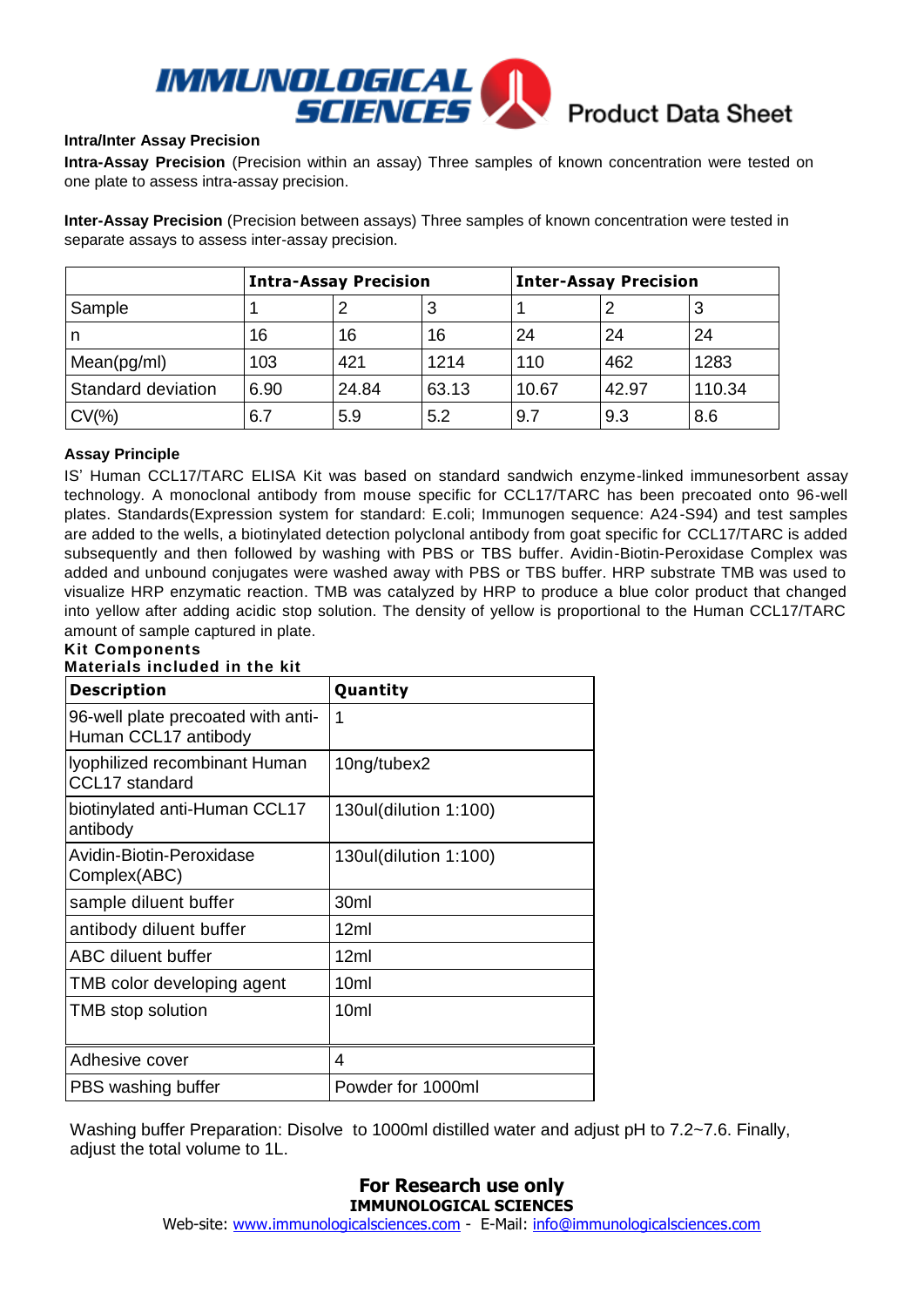### Intra/Inter Assay Precision

**Intra-Assay Precision** (Precision within an assay) Three samples of known concentration were tested on one plate to assess intra-assay precision.

**Inter-Assay Precision** (Precision between assays) Three samples of known concentration were tested in separate assays to assess inter-assay precision.

| | **Intra-Assay Precision** | | | **Inter-Assay Precision** | | |
|---|---|---|---|---|---|---|
| Sample | 1 | 2 | 3 | 1 | 2 | 3 |
| n | 16 | 16 | 16 | 24 | 24 | 24 |
| Mean(pg/ml) | 103 | 421 | 1214 | 110 | 462 | 1283 |
| Standard deviation | 6.90 | 24.84 | 63.13 | 10.67 | 42.97 | 110.34 |
| CV(%) | 6.7 | 5.9 | 5.2 | 9.7 | 9.3 | 8.6 |

### Assay Principle

IS' Human CCL17/TARC ELISA Kit was based on standard sandwich enzyme-linked immunesorbent assay technology. A monoclonal antibody from mouse specific for CCL17/TARC has been precoated onto 96-well plates. Standards(Expression system for standard: E.coli; Immunogen sequence: A24-S94) and test samples are added to the wells, a biotinylated detection polyclonal antibody from goat specific for CCL17/TARC is added subsequently and then followed by washing with PBS or TBS buffer. Avidin-Biotin-Peroxidase Complex was added and unbound conjugates were washed away with PBS or TBS buffer. HRP substrate TMB was used to visualize HRP enzymatic reaction. TMB was catalyzed by HRP to produce a blue color product that changed into yellow after adding acidic stop solution. The density of yellow is proportional to the Human CCL17/TARC amount of sample captured in plate.

### Kit Components

**Materials included in the kit**

| **Description** | **Quantity** |
|---|---|
| 96-well plate precoated with anti-Human CCL17 antibody | 1 |
| lyophilized recombinant Human CCL17 standard | 10ng/tubex2 |
| biotinylated anti-Human CCL17 antibody | 130ul(dilution 1:100) |
| Avidin-Biotin-Peroxidase Complex(ABC) | 130ul(dilution 1:100) |
| sample diluent buffer | 30ml |
| antibody diluent buffer | 12ml |
| ABC diluent buffer | 12ml |
| TMB color developing agent | 10ml |
| TMB stop solution | 10ml |
| Adhesive cover | 4 |
| PBS washing buffer | Powder for 1000ml |

Washing buffer Preparation: Disolve to 1000ml distilled water and adjust pH to 7.2~7.6. Finally, adjust the total volume to 1L.

**For Research use only**

**IMMUNOLOGICAL SCIENCES**

Web-site: www.immunologicalsciences.com - E-Mail: info@immunologicalsciences.com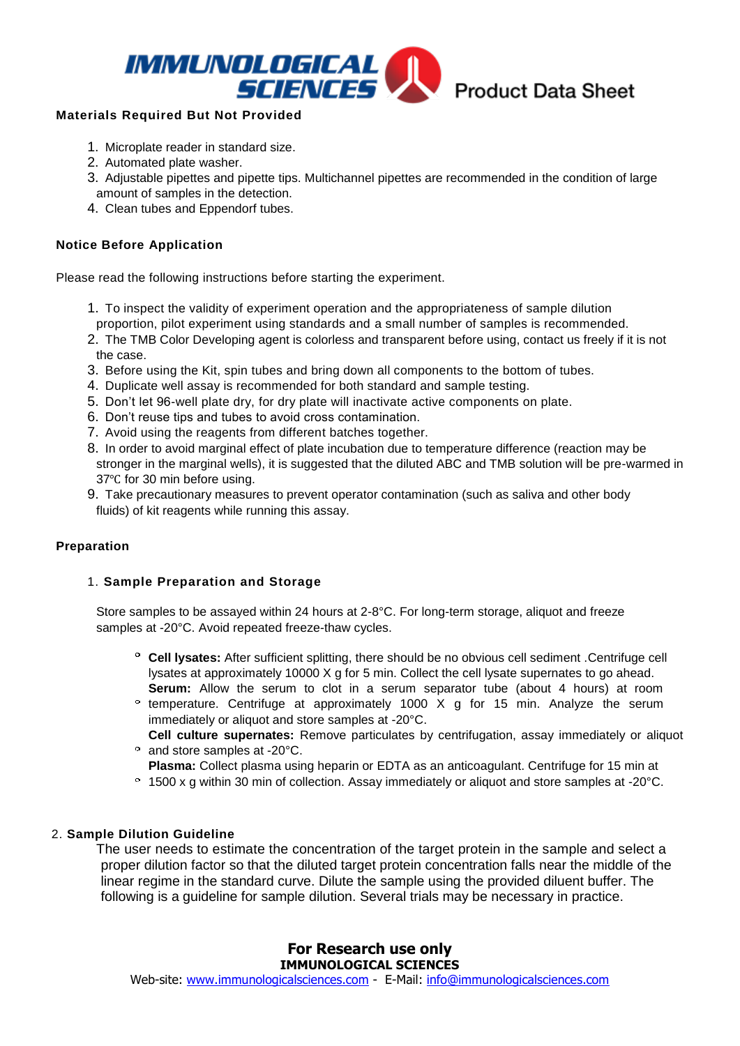## Materials Required But Not Provided

1. Microplate reader in standard size.
2. Automated plate washer.
3. Adjustable pipettes and pipette tips. Multichannel pipettes are recommended in the condition of large amount of samples in the detection.
4. Clean tubes and Eppendorf tubes.

## Notice Before Application

Please read the following instructions before starting the experiment.

1. To inspect the validity of experiment operation and the appropriateness of sample dilution proportion, pilot experiment using standards and a small number of samples is recommended.
2. The TMB Color Developing agent is colorless and transparent before using, contact us freely if it is not the case.
3. Before using the Kit, spin tubes and bring down all components to the bottom of tubes.
4. Duplicate well assay is recommended for both standard and sample testing.
5. Don't let 96-well plate dry, for dry plate will inactivate active components on plate.
6. Don't reuse tips and tubes to avoid cross contamination.
7. Avoid using the reagents from different batches together.
8. In order to avoid marginal effect of plate incubation due to temperature difference (reaction may be stronger in the marginal wells), it is suggested that the diluted ABC and TMB solution will be pre-warmed in 37℃ for 30 min before using.
9. Take precautionary measures to prevent operator contamination (such as saliva and other body fluids) of kit reagents while running this assay.

## Preparation

### 1. Sample Preparation and Storage

Store samples to be assayed within 24 hours at 2-8°C. For long-term storage, aliquot and freeze samples at -20°C. Avoid repeated freeze-thaw cycles.

- **Cell lysates:** After sufficient splitting, there should be no obvious cell sediment .Centrifuge cell lysates at approximately 10000 X g for 5 min. Collect the cell lysate supernates to go ahead.
- **Serum:** Allow the serum to clot in a serum separator tube (about 4 hours) at room temperature. Centrifuge at approximately 1000 X g for 15 min. Analyze the serum immediately or aliquot and store samples at -20°C.
- **Cell culture supernates:** Remove particulates by centrifugation, assay immediately or aliquot and store samples at -20°C.
- **Plasma:** Collect plasma using heparin or EDTA as an anticoagulant. Centrifuge for 15 min at 1500 x g within 30 min of collection. Assay immediately or aliquot and store samples at -20°C.

### 2. Sample Dilution Guideline

The user needs to estimate the concentration of the target protein in the sample and select a proper dilution factor so that the diluted target protein concentration falls near the middle of the linear regime in the standard curve. Dilute the sample using the provided diluent buffer. The following is a guideline for sample dilution. Several trials may be necessary in practice.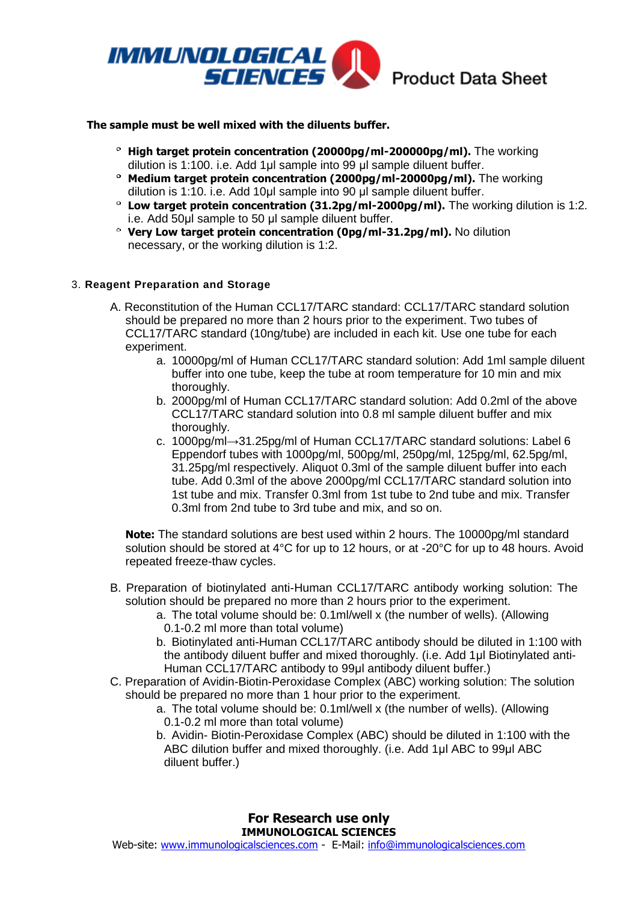**The sample must be well mixed with the diluents buffer.**

- **High target protein concentration (20000pg/ml-200000pg/ml).** The working dilution is 1:100. i.e. Add 1µl sample into 99 µl sample diluent buffer.
- **Medium target protein concentration (2000pg/ml-20000pg/ml).** The working dilution is 1:10. i.e. Add 10µl sample into 90 µl sample diluent buffer.
- **Low target protein concentration (31.2pg/ml-2000pg/ml).** The working dilution is 1:2. i.e. Add 50µl sample to 50 µl sample diluent buffer.
- **Very Low target protein concentration (0pg/ml-31.2pg/ml).** No dilution necessary, or the working dilution is 1:2.

### 3. Reagent Preparation and Storage

A. Reconstitution of the Human CCL17/TARC standard: CCL17/TARC standard solution should be prepared no more than 2 hours prior to the experiment. Two tubes of CCL17/TARC standard (10ng/tube) are included in each kit. Use one tube for each experiment.

  a. 10000pg/ml of Human CCL17/TARC standard solution: Add 1ml sample diluent buffer into one tube, keep the tube at room temperature for 10 min and mix thoroughly.

  b. 2000pg/ml of Human CCL17/TARC standard solution: Add 0.2ml of the above CCL17/TARC standard solution into 0.8 ml sample diluent buffer and mix thoroughly.

  c. 1000pg/ml→31.25pg/ml of Human CCL17/TARC standard solutions: Label 6 Eppendorf tubes with 1000pg/ml, 500pg/ml, 250pg/ml, 125pg/ml, 62.5pg/ml, 31.25pg/ml respectively. Aliquot 0.3ml of the sample diluent buffer into each tube. Add 0.3ml of the above 2000pg/ml CCL17/TARC standard solution into 1st tube and mix. Transfer 0.3ml from 1st tube to 2nd tube and mix. Transfer 0.3ml from 2nd tube to 3rd tube and mix, and so on.

**Note:** The standard solutions are best used within 2 hours. The 10000pg/ml standard solution should be stored at 4°C for up to 12 hours, or at -20°C for up to 48 hours. Avoid repeated freeze-thaw cycles.

B. Preparation of biotinylated anti-Human CCL17/TARC antibody working solution: The solution should be prepared no more than 2 hours prior to the experiment.

  a. The total volume should be: 0.1ml/well x (the number of wells). (Allowing 0.1-0.2 ml more than total volume)

  b. Biotinylated anti-Human CCL17/TARC antibody should be diluted in 1:100 with the antibody diluent buffer and mixed thoroughly. (i.e. Add 1µl Biotinylated anti-Human CCL17/TARC antibody to 99µl antibody diluent buffer.)

C. Preparation of Avidin-Biotin-Peroxidase Complex (ABC) working solution: The solution should be prepared no more than 1 hour prior to the experiment.

  a. The total volume should be: 0.1ml/well x (the number of wells). (Allowing 0.1-0.2 ml more than total volume)

  b. Avidin- Biotin-Peroxidase Complex (ABC) should be diluted in 1:100 with the ABC dilution buffer and mixed thoroughly. (i.e. Add 1µl ABC to 99µl ABC diluent buffer.)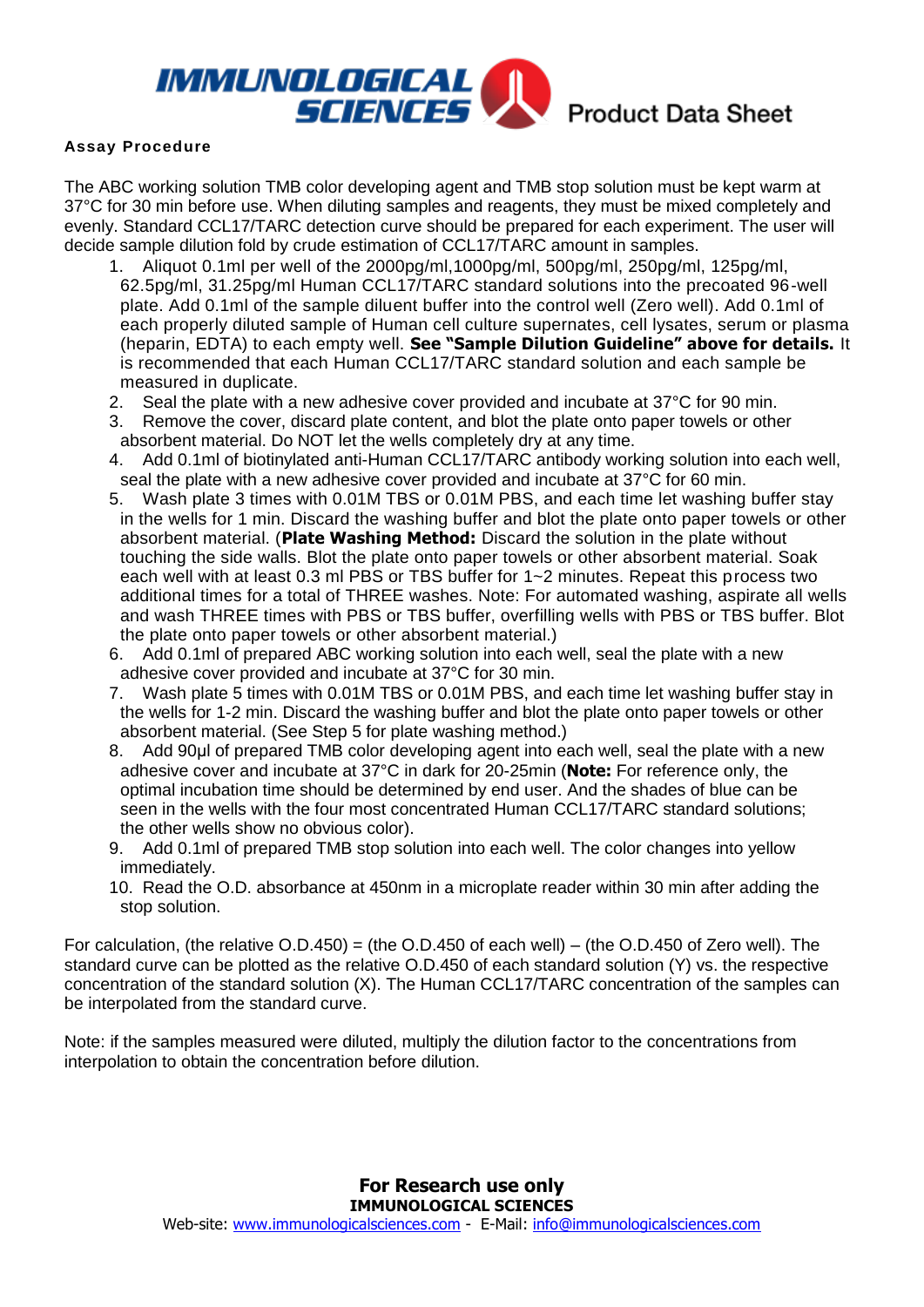**Assay Procedure**

The ABC working solution TMB color developing agent and TMB stop solution must be kept warm at 37°C for 30 min before use. When diluting samples and reagents, they must be mixed completely and evenly. Standard CCL17/TARC detection curve should be prepared for each experiment. The user will decide sample dilution fold by crude estimation of CCL17/TARC amount in samples.

1. Aliquot 0.1ml per well of the 2000pg/ml,1000pg/ml, 500pg/ml, 250pg/ml, 125pg/ml, 62.5pg/ml, 31.25pg/ml Human CCL17/TARC standard solutions into the precoated 96-well plate. Add 0.1ml of the sample diluent buffer into the control well (Zero well). Add 0.1ml of each properly diluted sample of Human cell culture supernates, cell lysates, serum or plasma (heparin, EDTA) to each empty well. **See "Sample Dilution Guideline" above for details.** It is recommended that each Human CCL17/TARC standard solution and each sample be measured in duplicate.
2. Seal the plate with a new adhesive cover provided and incubate at 37°C for 90 min.
3. Remove the cover, discard plate content, and blot the plate onto paper towels or other absorbent material. Do NOT let the wells completely dry at any time.
4. Add 0.1ml of biotinylated anti-Human CCL17/TARC antibody working solution into each well, seal the plate with a new adhesive cover provided and incubate at 37°C for 60 min.
5. Wash plate 3 times with 0.01M TBS or 0.01M PBS, and each time let washing buffer stay in the wells for 1 min. Discard the washing buffer and blot the plate onto paper towels or other absorbent material. (**Plate Washing Method:** Discard the solution in the plate without touching the side walls. Blot the plate onto paper towels or other absorbent material. Soak each well with at least 0.3 ml PBS or TBS buffer for 1~2 minutes. Repeat this process two additional times for a total of THREE washes. Note: For automated washing, aspirate all wells and wash THREE times with PBS or TBS buffer, overfilling wells with PBS or TBS buffer. Blot the plate onto paper towels or other absorbent material.)
6. Add 0.1ml of prepared ABC working solution into each well, seal the plate with a new adhesive cover provided and incubate at 37°C for 30 min.
7. Wash plate 5 times with 0.01M TBS or 0.01M PBS, and each time let washing buffer stay in the wells for 1-2 min. Discard the washing buffer and blot the plate onto paper towels or other absorbent material. (See Step 5 for plate washing method.)
8. Add 90µl of prepared TMB color developing agent into each well, seal the plate with a new adhesive cover and incubate at 37°C in dark for 20-25min (**Note:** For reference only, the optimal incubation time should be determined by end user. And the shades of blue can be seen in the wells with the four most concentrated Human CCL17/TARC standard solutions; the other wells show no obvious color).
9. Add 0.1ml of prepared TMB stop solution into each well. The color changes into yellow immediately.
10. Read the O.D. absorbance at 450nm in a microplate reader within 30 min after adding the stop solution.

For calculation, (the relative O.D.450) = (the O.D.450 of each well) – (the O.D.450 of Zero well). The standard curve can be plotted as the relative O.D.450 of each standard solution (Y) vs. the respective concentration of the standard solution (X). The Human CCL17/TARC concentration of the samples can be interpolated from the standard curve.

Note: if the samples measured were diluted, multiply the dilution factor to the concentrations from interpolation to obtain the concentration before dilution.

**For Research use only**
**IMMUNOLOGICAL SCIENCES**
Web-site: www.immunologicalsciences.com - E-Mail: info@immunologicalsciences.com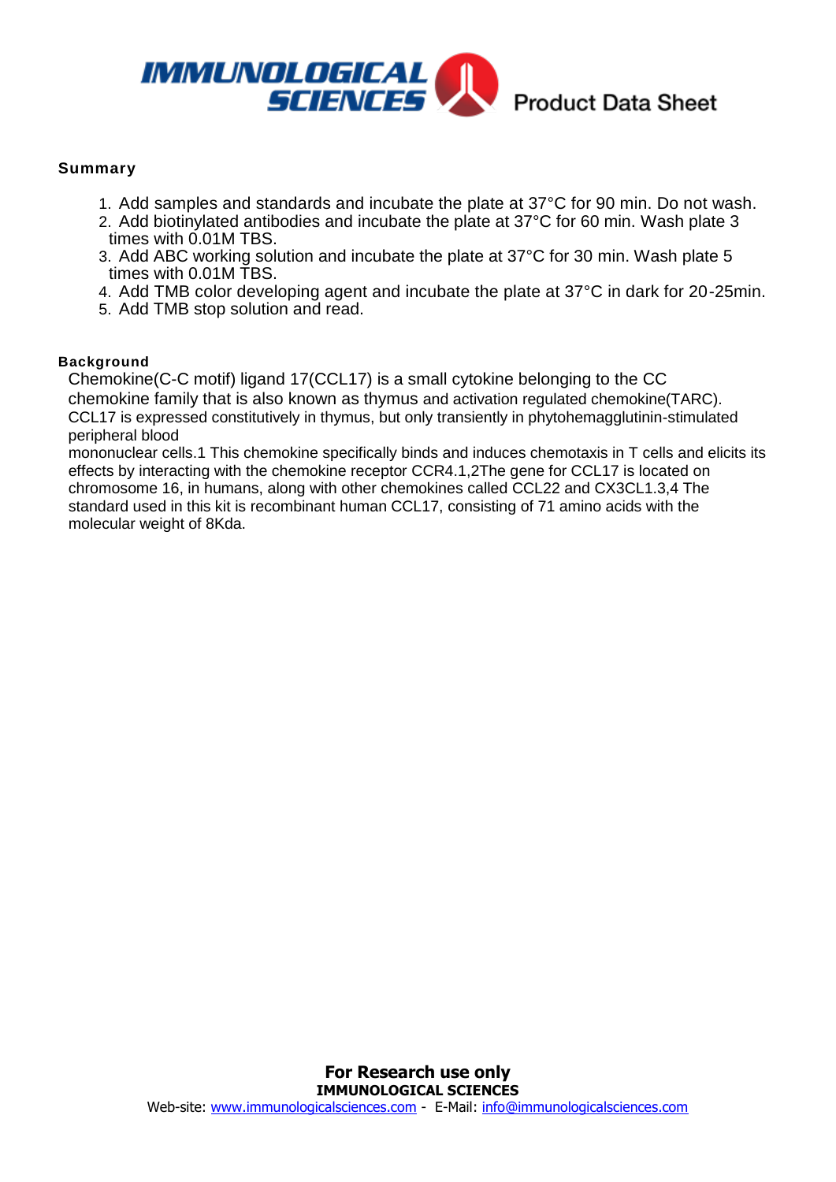### Summary

1. Add samples and standards and incubate the plate at 37°C for 90 min. Do not wash.
2. Add biotinylated antibodies and incubate the plate at 37°C for 60 min. Wash plate 3 times with 0.01M TBS.
3. Add ABC working solution and incubate the plate at 37°C for 30 min. Wash plate 5 times with 0.01M TBS.
4. Add TMB color developing agent and incubate the plate at 37°C in dark for 20-25min.
5. Add TMB stop solution and read.

### Background

Chemokine(C-C motif) ligand 17(CCL17) is a small cytokine belonging to the CC chemokine family that is also known as thymus and activation regulated chemokine(TARC). CCL17 is expressed constitutively in thymus, but only transiently in phytohemagglutinin-stimulated peripheral blood mononuclear cells.1 This chemokine specifically binds and induces chemotaxis in T cells and elicits its effects by interacting with the chemokine receptor CCR4.1,2The gene for CCL17 is located on chromosome 16, in humans, along with other chemokines called CCL22 and CX3CL1.3,4 The standard used in this kit is recombinant human CCL17, consisting of 71 amino acids with the molecular weight of 8Kda.

**For Research use only**

**IMMUNOLOGICAL SCIENCES**

Web-site: www.immunologicalsciences.com - E-Mail: info@immunologicalsciences.com